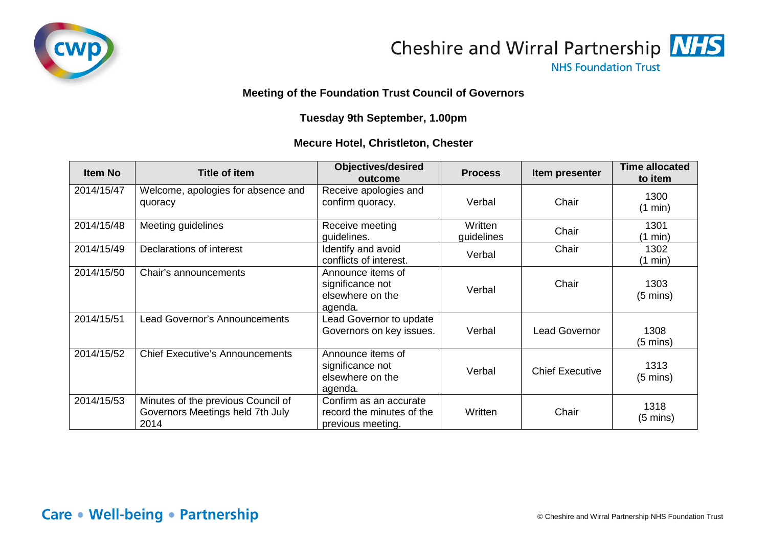Cheshire and Wirral Partnership NHS Foundation Trust

### Meeting of the Foundation Trust Council of Governors

### Tuesday 9th September, 1.00pm

### Mecure Hotel, Christleton, Chester

| Item No | Title of item | Objectives/desired outcome | Process | Item presenter | Time allocated to item |
|---|---|---|---|---|---|
| 2014/15/47 | Welcome, apologies for absence and quoracy | Receive apologies and confirm quoracy. | Verbal | Chair | 1300 (1 min) |
| 2014/15/48 | Meeting guidelines | Receive meeting guidelines. | Written guidelines | Chair | 1301 (1 min) |
| 2014/15/49 | Declarations of interest | Identify and avoid conflicts of interest. | Verbal | Chair | 1302 (1 min) |
| 2014/15/50 | Chair's announcements | Announce items of significance not elsewhere on the agenda. | Verbal | Chair | 1303 (5 mins) |
| 2014/15/51 | Lead Governor's Announcements | Lead Governor to update Governors on key issues. | Verbal | Lead Governor | 1308 (5 mins) |
| 2014/15/52 | Chief Executive's Announcements | Announce items of significance not elsewhere on the agenda. | Verbal | Chief Executive | 1313 (5 mins) |
| 2014/15/53 | Minutes of the previous Council of Governors Meetings held 7th July 2014 | Confirm as an accurate record the minutes of the previous meeting. | Written | Chair | 1318 (5 mins) |

Care • Well-being • Partnership

© Cheshire and Wirral Partnership NHS Foundation Trust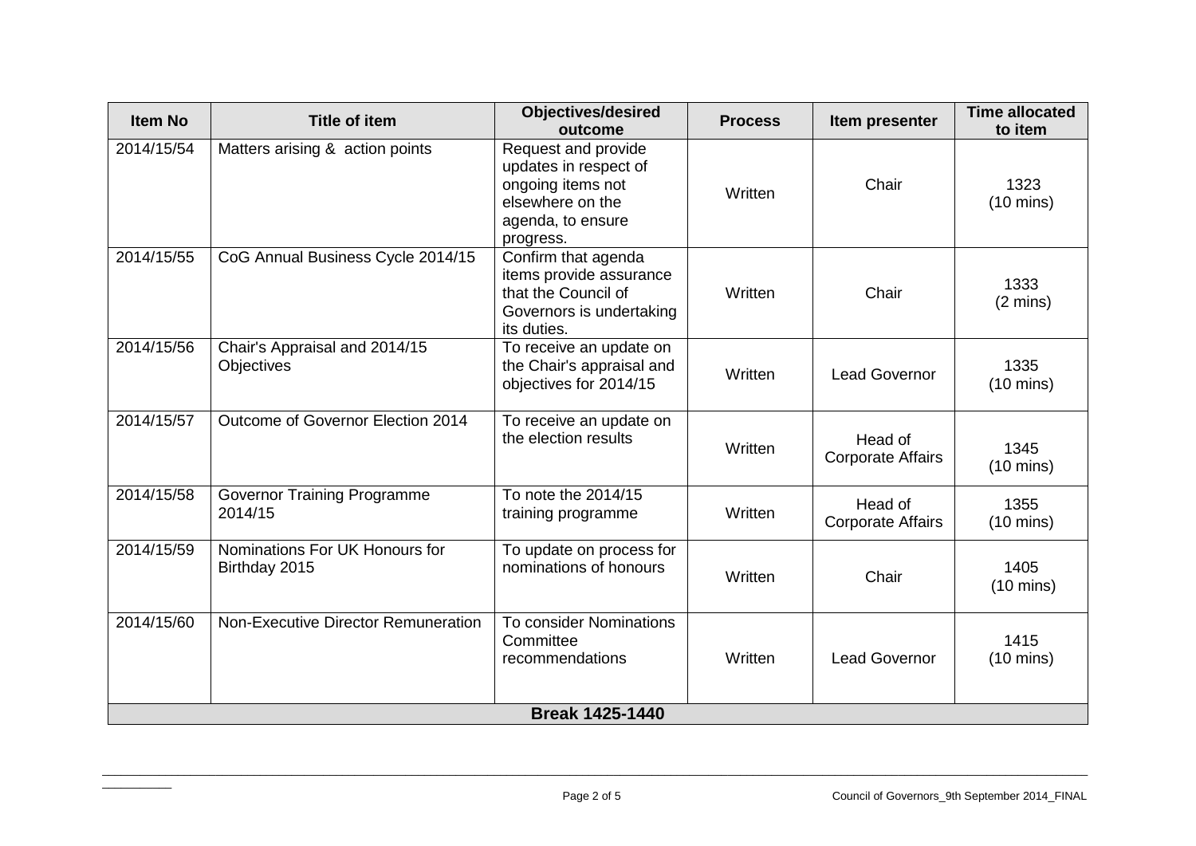| Item No | Title of item | Objectives/desired outcome | Process | Item presenter | Time allocated to item |
|---|---|---|---|---|---|
| 2014/15/54 | Matters arising & action points | Request and provide updates in respect of ongoing items not elsewhere on the agenda, to ensure progress. | Written | Chair | 1323 (10 mins) |
| 2014/15/55 | CoG Annual Business Cycle 2014/15 | Confirm that agenda items provide assurance that the Council of Governors is undertaking its duties. | Written | Chair | 1333 (2 mins) |
| 2014/15/56 | Chair's Appraisal and 2014/15 Objectives | To receive an update on the Chair's appraisal and objectives for 2014/15 | Written | Lead Governor | 1335 (10 mins) |
| 2014/15/57 | Outcome of Governor Election 2014 | To receive an update on the election results | Written | Head of Corporate Affairs | 1345 (10 mins) |
| 2014/15/58 | Governor Training Programme 2014/15 | To note the 2014/15 training programme | Written | Head of Corporate Affairs | 1355 (10 mins) |
| 2014/15/59 | Nominations For UK Honours for Birthday 2015 | To update on process for nominations of honours | Written | Chair | 1405 (10 mins) |
| 2014/15/60 | Non-Executive Director Remuneration | To consider Nominations Committee recommendations | Written | Lead Governor | 1415 (10 mins) |
| **Break 1425-1440** | | | | | |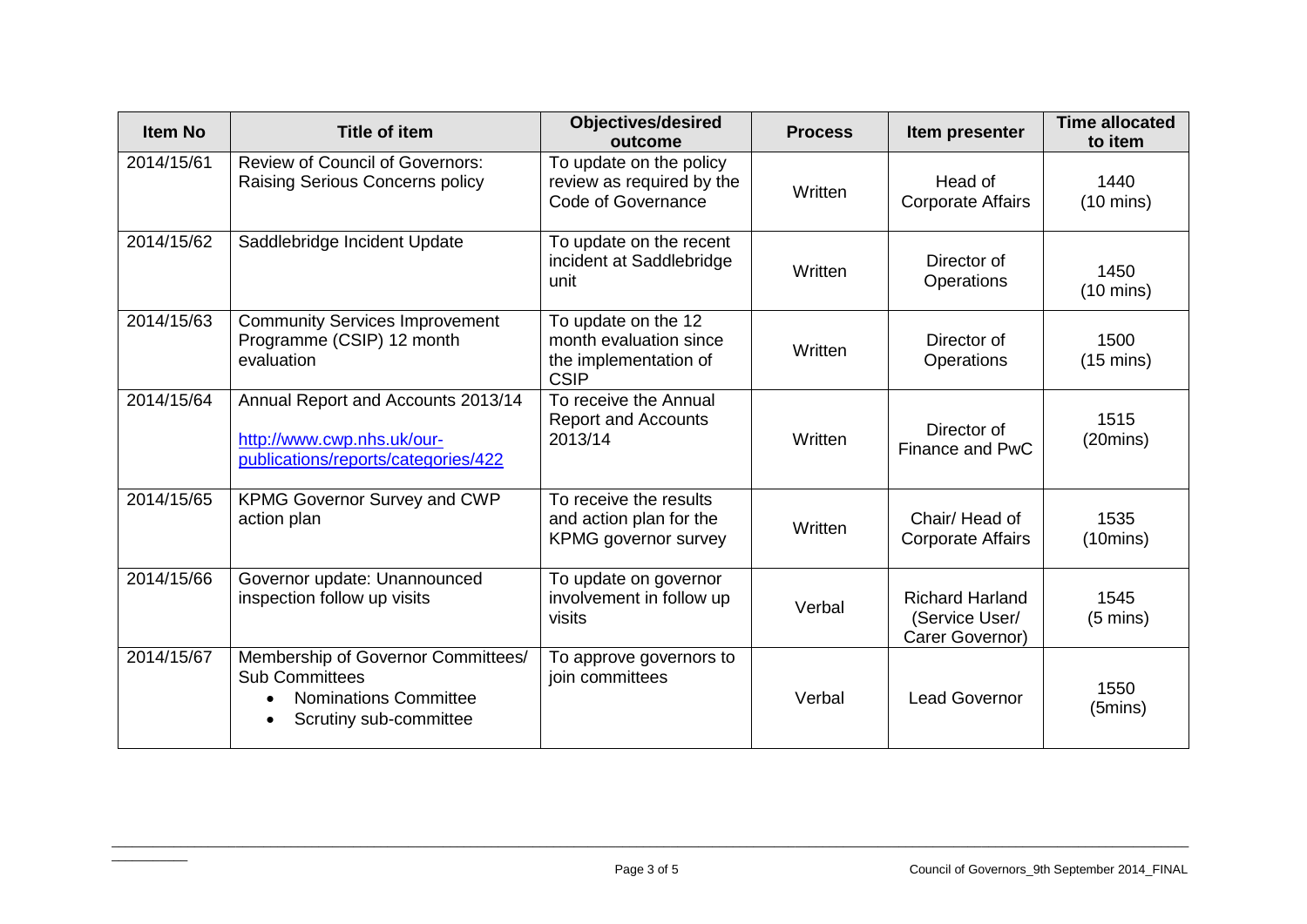| Item No | Title of item | Objectives/desired outcome | Process | Item presenter | Time allocated to item |
| --- | --- | --- | --- | --- | --- |
| 2014/15/61 | Review of Council of Governors: Raising Serious Concerns policy | To update on the policy review as required by the Code of Governance | Written | Head of Corporate Affairs | 1440 (10 mins) |
| 2014/15/62 | Saddlebridge Incident Update | To update on the recent incident at Saddlebridge unit | Written | Director of Operations | 1450 (10 mins) |
| 2014/15/63 | Community Services Improvement Programme (CSIP) 12 month evaluation | To update on the 12 month evaluation since the implementation of CSIP | Written | Director of Operations | 1500 (15 mins) |
| 2014/15/64 | Annual Report and Accounts 2013/14 [http://www.cwp.nhs.uk/our-publications/reports/categories/422](http://www.cwp.nhs.uk/our-publications/reports/categories/422) | To receive the Annual Report and Accounts 2013/14 | Written | Director of Finance and PwC | 1515 (20mins) |
| 2014/15/65 | KPMG Governor Survey and CWP action plan | To receive the results and action plan for the KPMG governor survey | Written | Chair/ Head of Corporate Affairs | 1535 (10mins) |
| 2014/15/66 | Governor update: Unannounced inspection follow up visits | To update on governor involvement in follow up visits | Verbal | Richard Harland (Service User/ Carer Governor) | 1545 (5 mins) |
| 2014/15/67 | Membership of Governor Committees/ Sub Committees<br>• Nominations Committee<br>• Scrutiny sub-committee | To approve governors to join committees | Verbal | Lead Governor | 1550 (5mins) |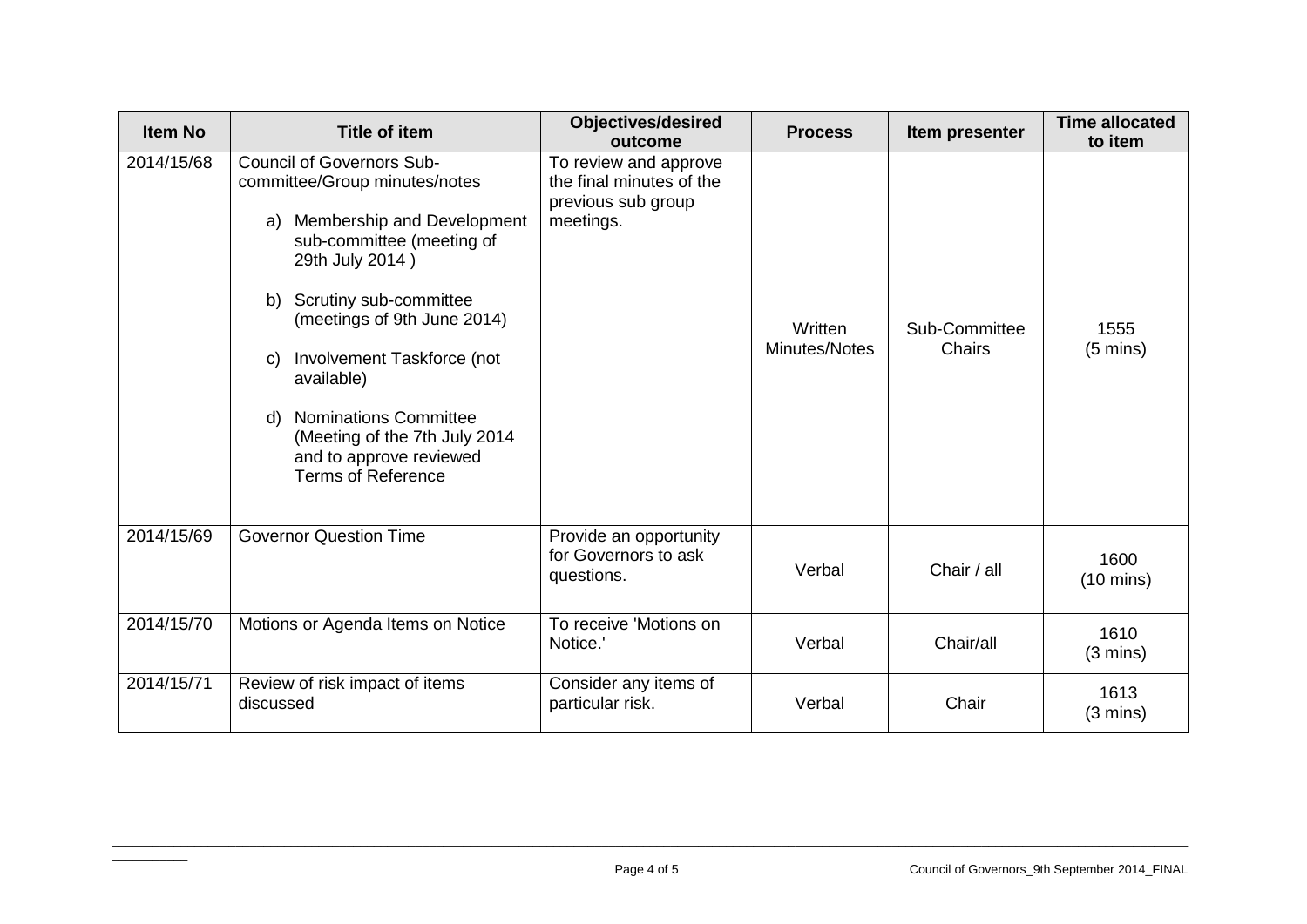| Item No | Title of item | Objectives/desired outcome | Process | Item presenter | Time allocated to item |
|---|---|---|---|---|---|
| 2014/15/68 | Council of Governors Sub-committee/Group minutes/notes<br><br>a) Membership and Development sub-committee (meeting of 29th July 2014 )<br><br>b) Scrutiny sub-committee (meetings of 9th June 2014)<br><br>c) Involvement Taskforce (not available)<br><br>d) Nominations Committee (Meeting of the 7th July 2014 and to approve reviewed Terms of Reference | To review and approve the final minutes of the previous sub group meetings. | Written Minutes/Notes | Sub-Committee Chairs | 1555 (5 mins) |
| 2014/15/69 | Governor Question Time | Provide an opportunity for Governors to ask questions. | Verbal | Chair / all | 1600 (10 mins) |
| 2014/15/70 | Motions or Agenda Items on Notice | To receive 'Motions on Notice.' | Verbal | Chair/all | 1610 (3 mins) |
| 2014/15/71 | Review of risk impact of items discussed | Consider any items of particular risk. | Verbal | Chair | 1613 (3 mins) |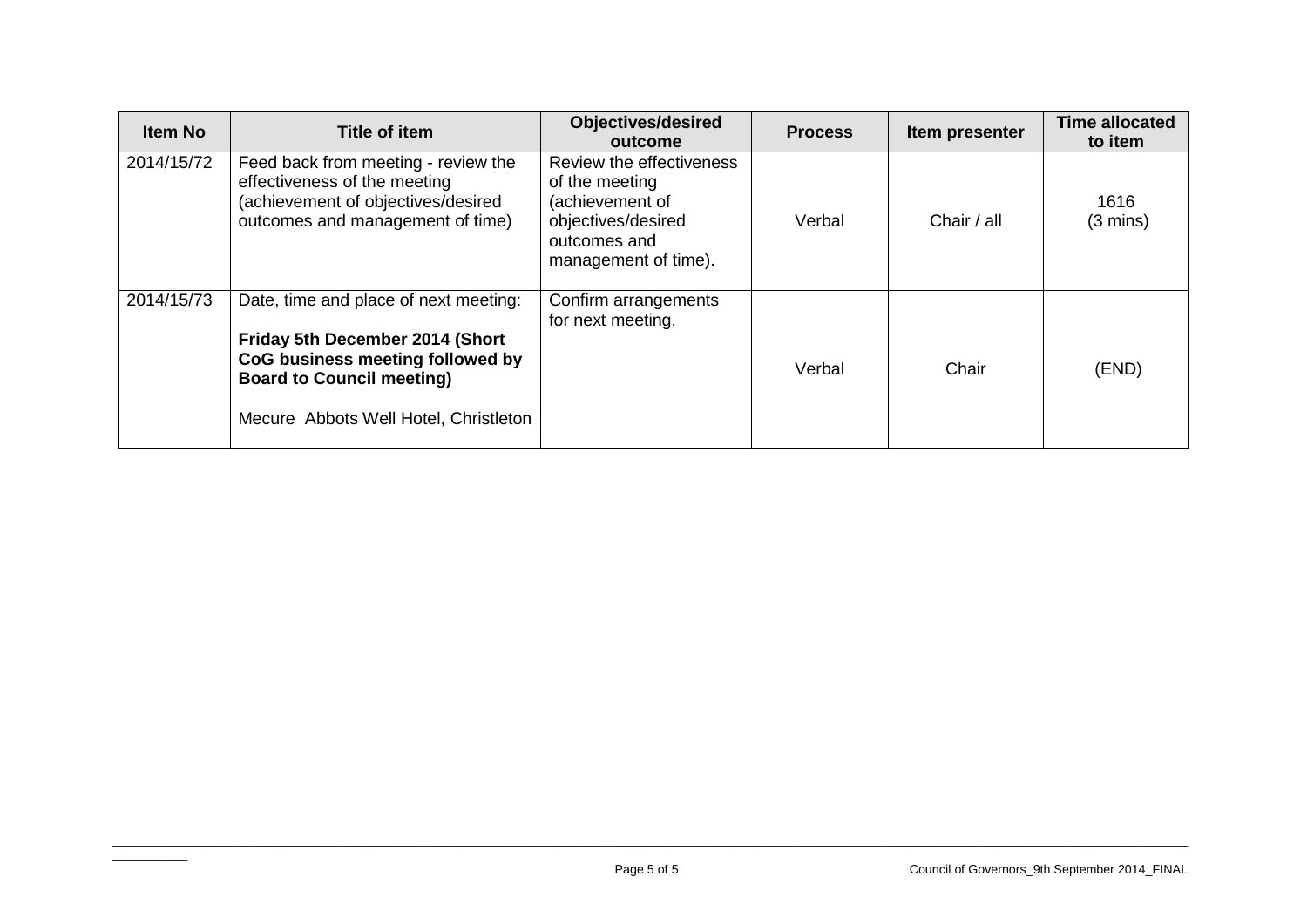| Item No | Title of item | Objectives/desired outcome | Process | Item presenter | Time allocated to item |
| --- | --- | --- | --- | --- | --- |
| 2014/15/72 | Feed back from meeting - review the effectiveness of the meeting (achievement of objectives/desired outcomes and management of time) | Review the effectiveness of the meeting (achievement of objectives/desired outcomes and management of time). | Verbal | Chair / all | 1616 (3 mins) |
| 2014/15/73 | Date, time and place of next meeting: **Friday 5th December 2014 (Short CoG business meeting followed by Board to Council meeting)** Mecure Abbots Well Hotel, Christleton | Confirm arrangements for next meeting. | Verbal | Chair | (END) |